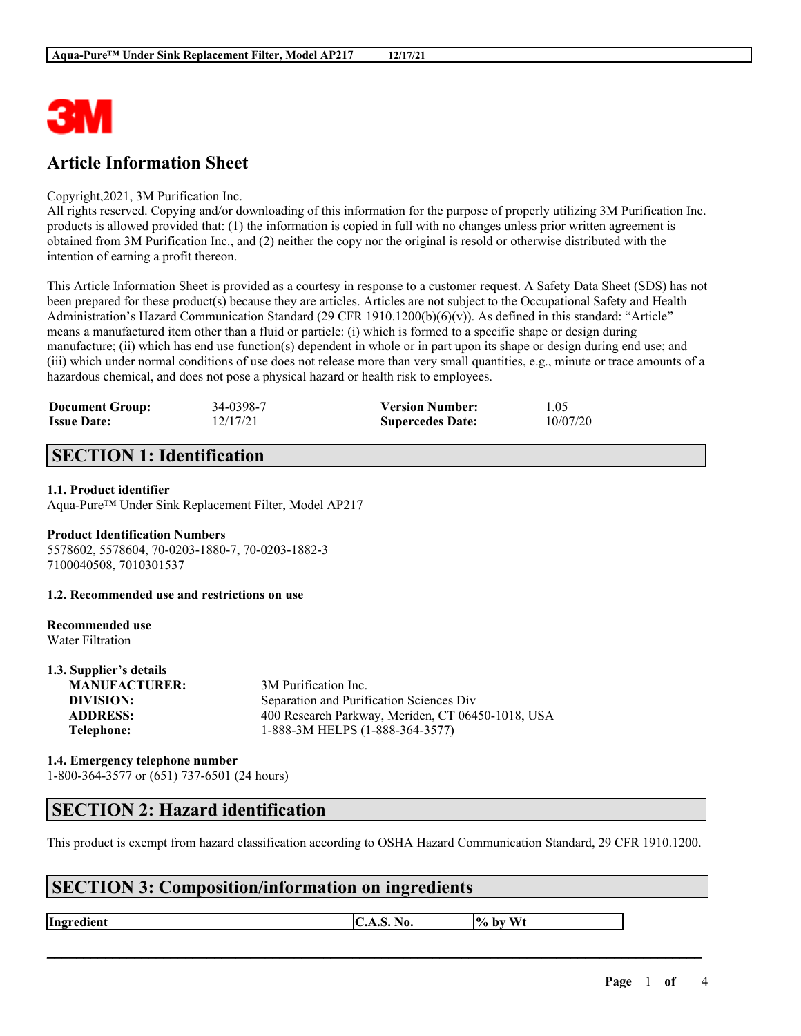# Article Information Sheet

Copyright,2021, 3M Purification Inc.
All rights reserved. Copying and/or downloading of this information for the purpose of properly utilizing 3M Purification Inc. products is allowed provided that: (1) the information is copied in full with no changes unless prior written agreement is obtained from 3M Purification Inc., and (2) neither the copy nor the original is resold or otherwise distributed with the intention of earning a profit thereon.

This Article Information Sheet is provided as a courtesy in response to a customer request. A Safety Data Sheet (SDS) has not been prepared for these product(s) because they are articles. Articles are not subject to the Occupational Safety and Health Administration's Hazard Communication Standard (29 CFR 1910.1200(b)(6)(v)). As defined in this standard: "Article" means a manufactured item other than a fluid or particle: (i) which is formed to a specific shape or design during manufacture; (ii) which has end use function(s) dependent in whole or in part upon its shape or design during end use; and (iii) which under normal conditions of use does not release more than very small quantities, e.g., minute or trace amounts of a hazardous chemical, and does not pose a physical hazard or health risk to employees.

| | | | |
|---|---|---|---|
| **Document Group:** | 34-0398-7 | **Version Number:** | 1.05 |
| **Issue Date:** | 12/17/21 | **Supercedes Date:** | 10/07/20 |

## SECTION 1: Identification

**1.1. Product identifier**
Aqua-Pure™ Under Sink Replacement Filter, Model AP217

**Product Identification Numbers**
5578602, 5578604, 70-0203-1880-7, 70-0203-1882-3
7100040508, 7010301537

**1.2. Recommended use and restrictions on use**

**Recommended use**
Water Filtration

**1.3. Supplier's details**

| | |
|---|---|
| **MANUFACTURER:** | 3M Purification Inc. |
| **DIVISION:** | Separation and Purification Sciences Div |
| **ADDRESS:** | 400 Research Parkway, Meriden, CT 06450-1018, USA |
| **Telephone:** | 1-888-3M HELPS (1-888-364-3577) |

**1.4. Emergency telephone number**
1-800-364-3577 or (651) 737-6501 (24 hours)

## SECTION 2: Hazard identification

This product is exempt from hazard classification according to OSHA Hazard Communication Standard, 29 CFR 1910.1200.

## SECTION 3: Composition/information on ingredients

| Ingredient | C.A.S. No. | % by Wt |
|---|---|---|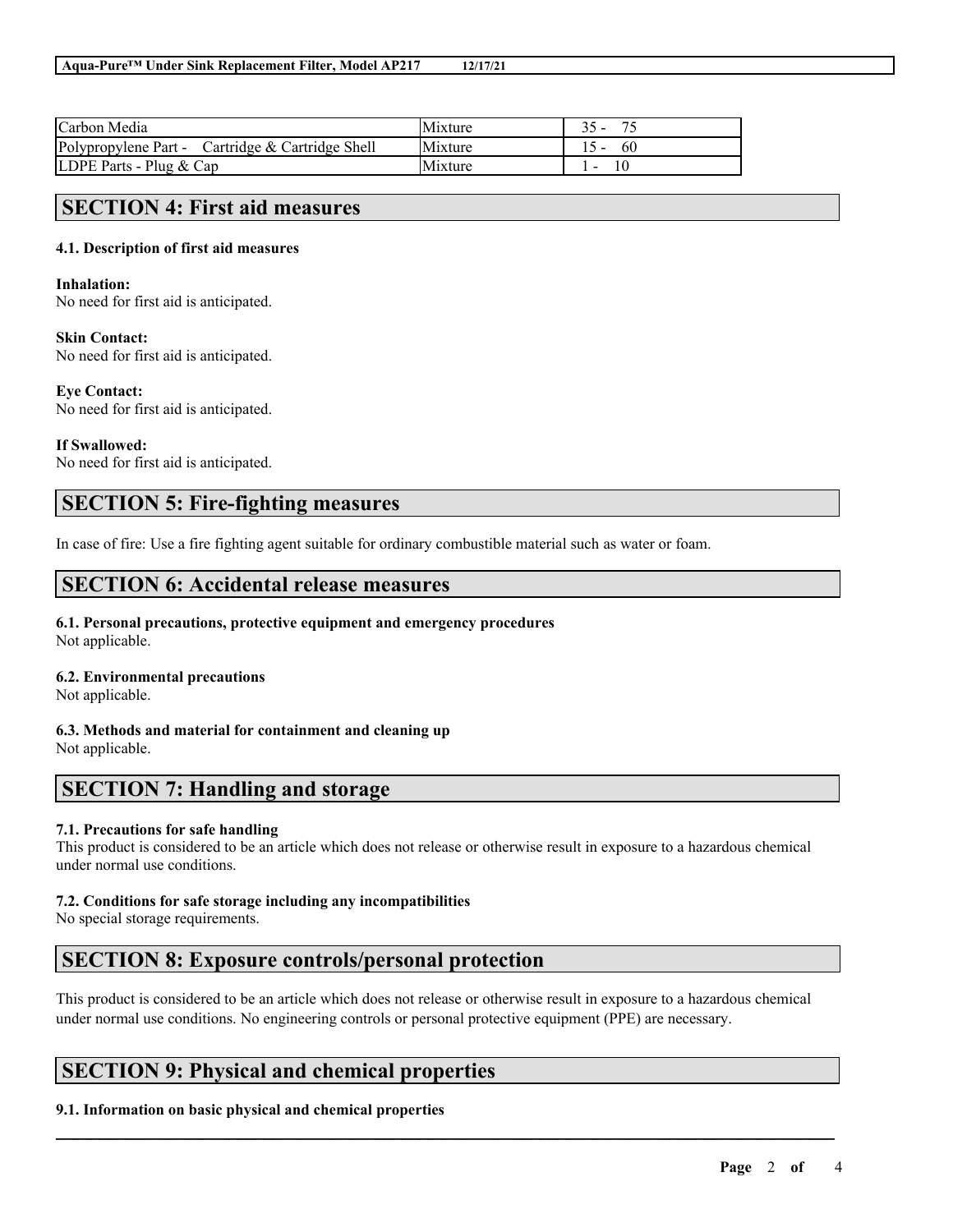| Carbon Media | Mixture | 35 - 75 |
|---|---|---|
| Polypropylene Part - Cartridge & Cartridge Shell | Mixture | 15 - 60 |
| LDPE Parts - Plug & Cap | Mixture | 1 - 10 |

## SECTION 4: First aid measures

### 4.1. Description of first aid measures

**Inhalation:**
No need for first aid is anticipated.

**Skin Contact:**
No need for first aid is anticipated.

**Eye Contact:**
No need for first aid is anticipated.

**If Swallowed:**
No need for first aid is anticipated.

## SECTION 5: Fire-fighting measures

In case of fire: Use a fire fighting agent suitable for ordinary combustible material such as water or foam.

## SECTION 6: Accidental release measures

### 6.1. Personal precautions, protective equipment and emergency procedures

Not applicable.

### 6.2. Environmental precautions

Not applicable.

### 6.3. Methods and material for containment and cleaning up

Not applicable.

## SECTION 7: Handling and storage

### 7.1. Precautions for safe handling

This product is considered to be an article which does not release or otherwise result in exposure to a hazardous chemical under normal use conditions.

### 7.2. Conditions for safe storage including any incompatibilities

No special storage requirements.

## SECTION 8: Exposure controls/personal protection

This product is considered to be an article which does not release or otherwise result in exposure to a hazardous chemical under normal use conditions. No engineering controls or personal protective equipment (PPE) are necessary.

## SECTION 9: Physical and chemical properties

### 9.1. Information on basic physical and chemical properties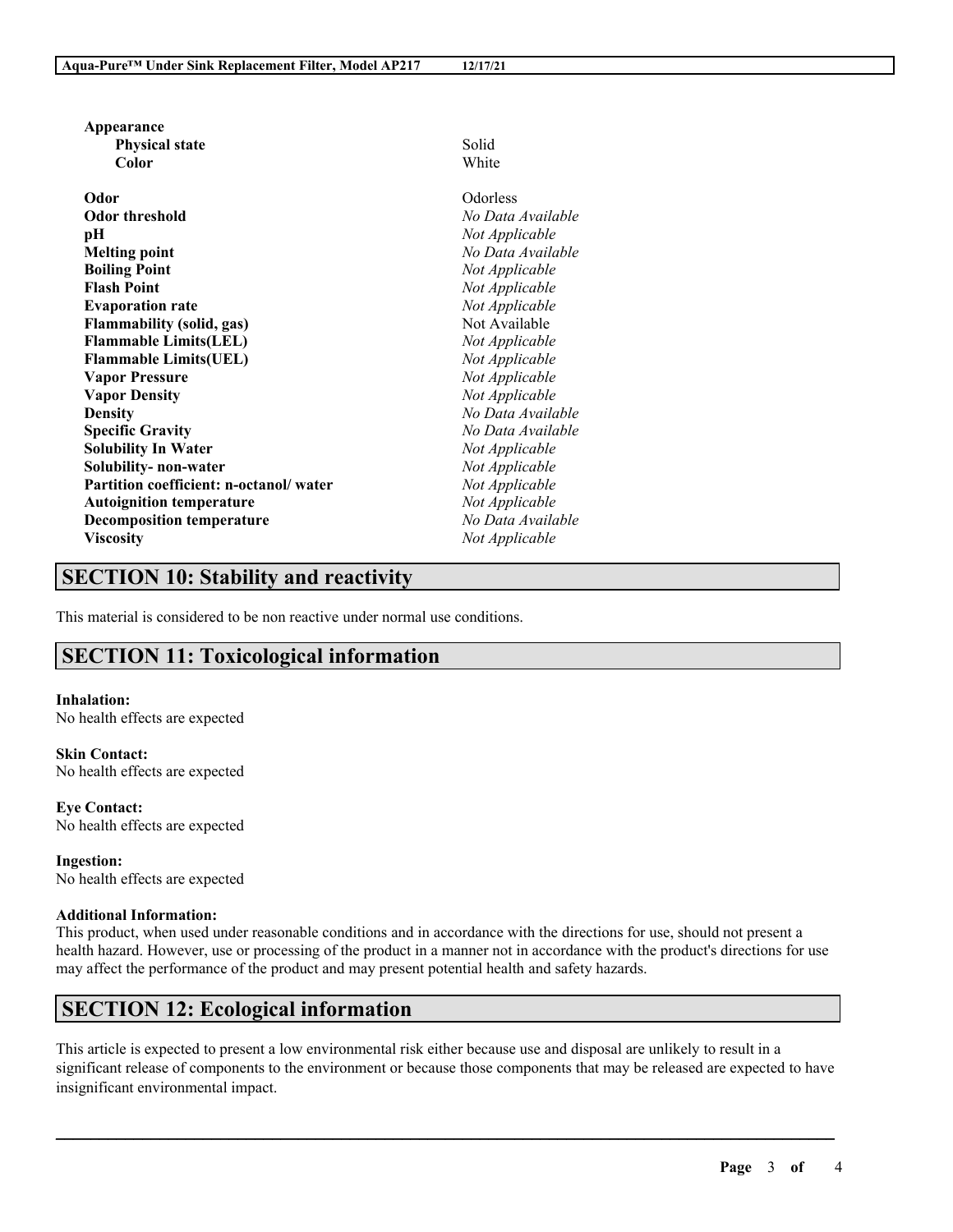| Property | Value |
| --- | --- |
| **Appearance** | |
| **Physical state** | Solid |
| **Color** | White |
| **Odor** | Odorless |
| **Odor threshold** | *No Data Available* |
| **pH** | *Not Applicable* |
| **Melting point** | *No Data Available* |
| **Boiling Point** | *Not Applicable* |
| **Flash Point** | *Not Applicable* |
| **Evaporation rate** | *Not Applicable* |
| **Flammability (solid, gas)** | Not Available |
| **Flammable Limits(LEL)** | *Not Applicable* |
| **Flammable Limits(UEL)** | *Not Applicable* |
| **Vapor Pressure** | *Not Applicable* |
| **Vapor Density** | *Not Applicable* |
| **Density** | *No Data Available* |
| **Specific Gravity** | *No Data Available* |
| **Solubility In Water** | *Not Applicable* |
| **Solubility- non-water** | *Not Applicable* |
| **Partition coefficient: n-octanol/ water** | *Not Applicable* |
| **Autoignition temperature** | *Not Applicable* |
| **Decomposition temperature** | *No Data Available* |
| **Viscosity** | *Not Applicable* |

## SECTION 10: Stability and reactivity

This material is considered to be non reactive under normal use conditions.

## SECTION 11: Toxicological information

**Inhalation:**
No health effects are expected

**Skin Contact:**
No health effects are expected

**Eye Contact:**
No health effects are expected

**Ingestion:**
No health effects are expected

**Additional Information:**
This product, when used under reasonable conditions and in accordance with the directions for use, should not present a health hazard. However, use or processing of the product in a manner not in accordance with the product's directions for use may affect the performance of the product and may present potential health and safety hazards.

## SECTION 12: Ecological information

This article is expected to present a low environmental risk either because use and disposal are unlikely to result in a significant release of components to the environment or because those components that may be released are expected to have insignificant environmental impact.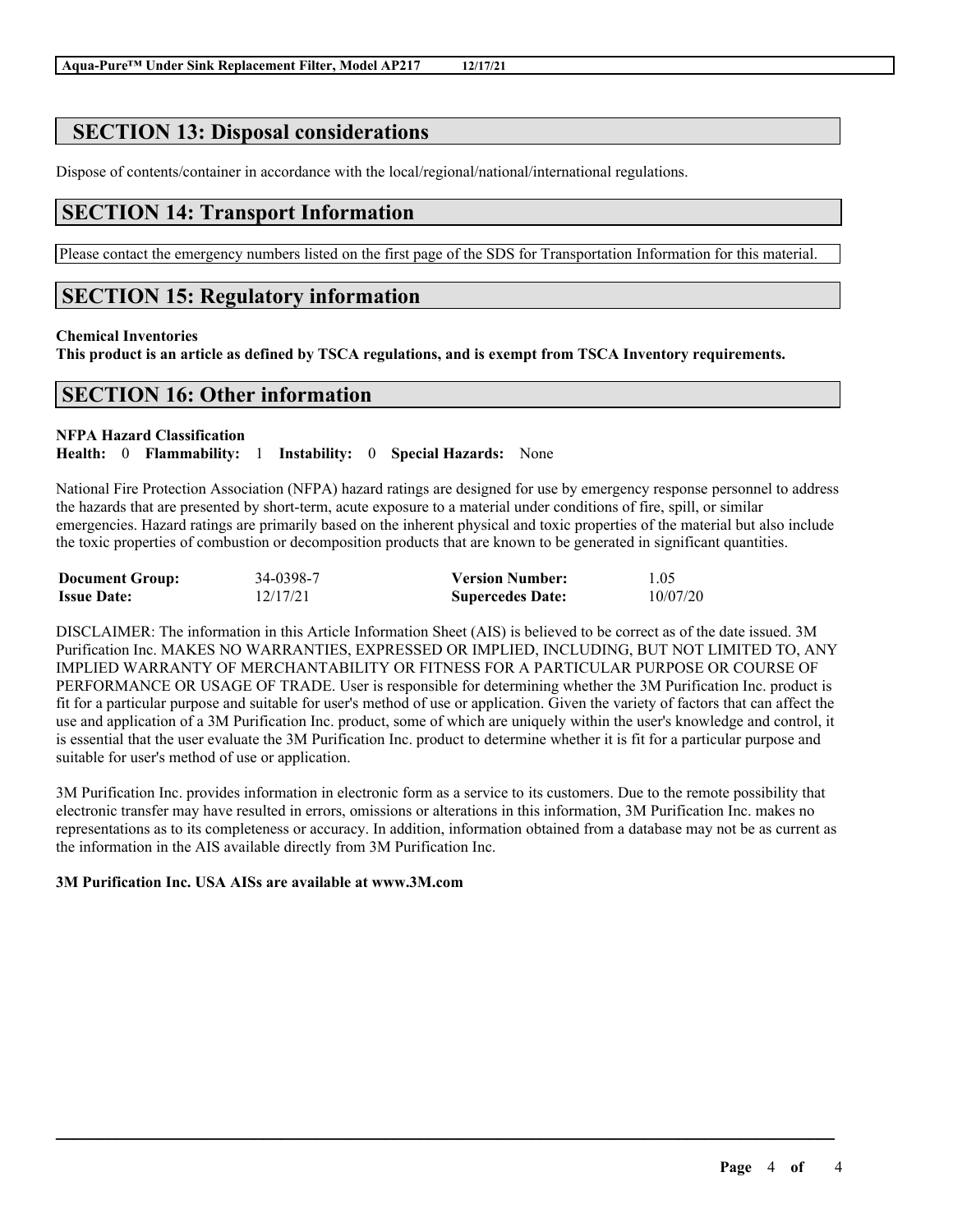## SECTION 13: Disposal considerations

Dispose of contents/container in accordance with the local/regional/national/international regulations.

## SECTION 14: Transport Information

Please contact the emergency numbers listed on the first page of the SDS for Transportation Information for this material.

## SECTION 15: Regulatory information

**Chemical Inventories**

**This product is an article as defined by TSCA regulations, and is exempt from TSCA Inventory requirements.**

## SECTION 16: Other information

**NFPA Hazard Classification**

**Health:** 0 **Flammability:** 1 **Instability:** 0 **Special Hazards:** None

National Fire Protection Association (NFPA) hazard ratings are designed for use by emergency response personnel to address the hazards that are presented by short-term, acute exposure to a material under conditions of fire, spill, or similar emergencies. Hazard ratings are primarily based on the inherent physical and toxic properties of the material but also include the toxic properties of combustion or decomposition products that are known to be generated in significant quantities.

| | | | |
|---|---|---|---|
| **Document Group:** | 34-0398-7 | **Version Number:** | 1.05 |
| **Issue Date:** | 12/17/21 | **Supercedes Date:** | 10/07/20 |

DISCLAIMER: The information in this Article Information Sheet (AIS) is believed to be correct as of the date issued. 3M Purification Inc. MAKES NO WARRANTIES, EXPRESSED OR IMPLIED, INCLUDING, BUT NOT LIMITED TO, ANY IMPLIED WARRANTY OF MERCHANTABILITY OR FITNESS FOR A PARTICULAR PURPOSE OR COURSE OF PERFORMANCE OR USAGE OF TRADE. User is responsible for determining whether the 3M Purification Inc. product is fit for a particular purpose and suitable for user's method of use or application. Given the variety of factors that can affect the use and application of a 3M Purification Inc. product, some of which are uniquely within the user's knowledge and control, it is essential that the user evaluate the 3M Purification Inc. product to determine whether it is fit for a particular purpose and suitable for user's method of use or application.

3M Purification Inc. provides information in electronic form as a service to its customers. Due to the remote possibility that electronic transfer may have resulted in errors, omissions or alterations in this information, 3M Purification Inc. makes no representations as to its completeness or accuracy. In addition, information obtained from a database may not be as current as the information in the AIS available directly from 3M Purification Inc.

**3M Purification Inc. USA AISs are available at www.3M.com**